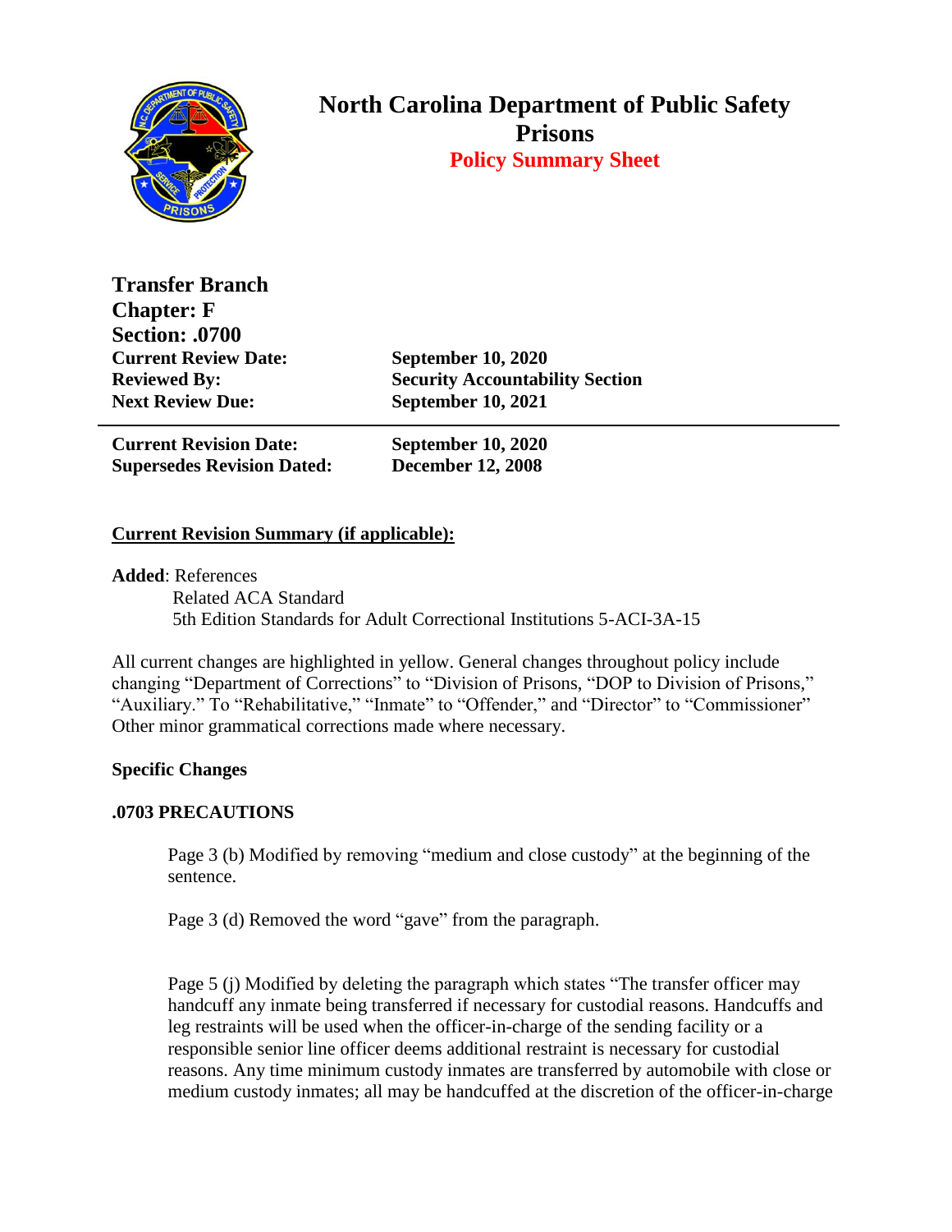# North Carolina Department of Public Safety
# Prisons
## Policy Summary Sheet

**Transfer Branch**
**Chapter: F**
**Section: .0700**

| | |
|---|---|
| **Current Review Date:** | **September 10, 2020** |
| **Reviewed By:** | **Security Accountability Section** |
| **Next Review Due:** | **September 10, 2021** |

---

| | |
|---|---|
| **Current Revision Date:** | **September 10, 2020** |
| **Supersedes Revision Dated:** | **December 12, 2008** |

**Current Revision Summary (if applicable):**

**Added**: References
Related ACA Standard
5th Edition Standards for Adult Correctional Institutions 5-ACI-3A-15

All current changes are highlighted in yellow. General changes throughout policy include changing "Department of Corrections" to "Division of Prisons, "DOP to Division of Prisons," "Auxiliary." To "Rehabilitative," "Inmate" to "Offender," and "Director" to "Commissioner" Other minor grammatical corrections made where necessary.

**Specific Changes**

**.0703 PRECAUTIONS**

Page 3 (b) Modified by removing "medium and close custody" at the beginning of the sentence.

Page 3 (d) Removed the word "gave" from the paragraph.

Page 5 (j) Modified by deleting the paragraph which states "The transfer officer may handcuff any inmate being transferred if necessary for custodial reasons. Handcuffs and leg restraints will be used when the officer-in-charge of the sending facility or a responsible senior line officer deems additional restraint is necessary for custodial reasons. Any time minimum custody inmates are transferred by automobile with close or medium custody inmates; all may be handcuffed at the discretion of the officer-in-charge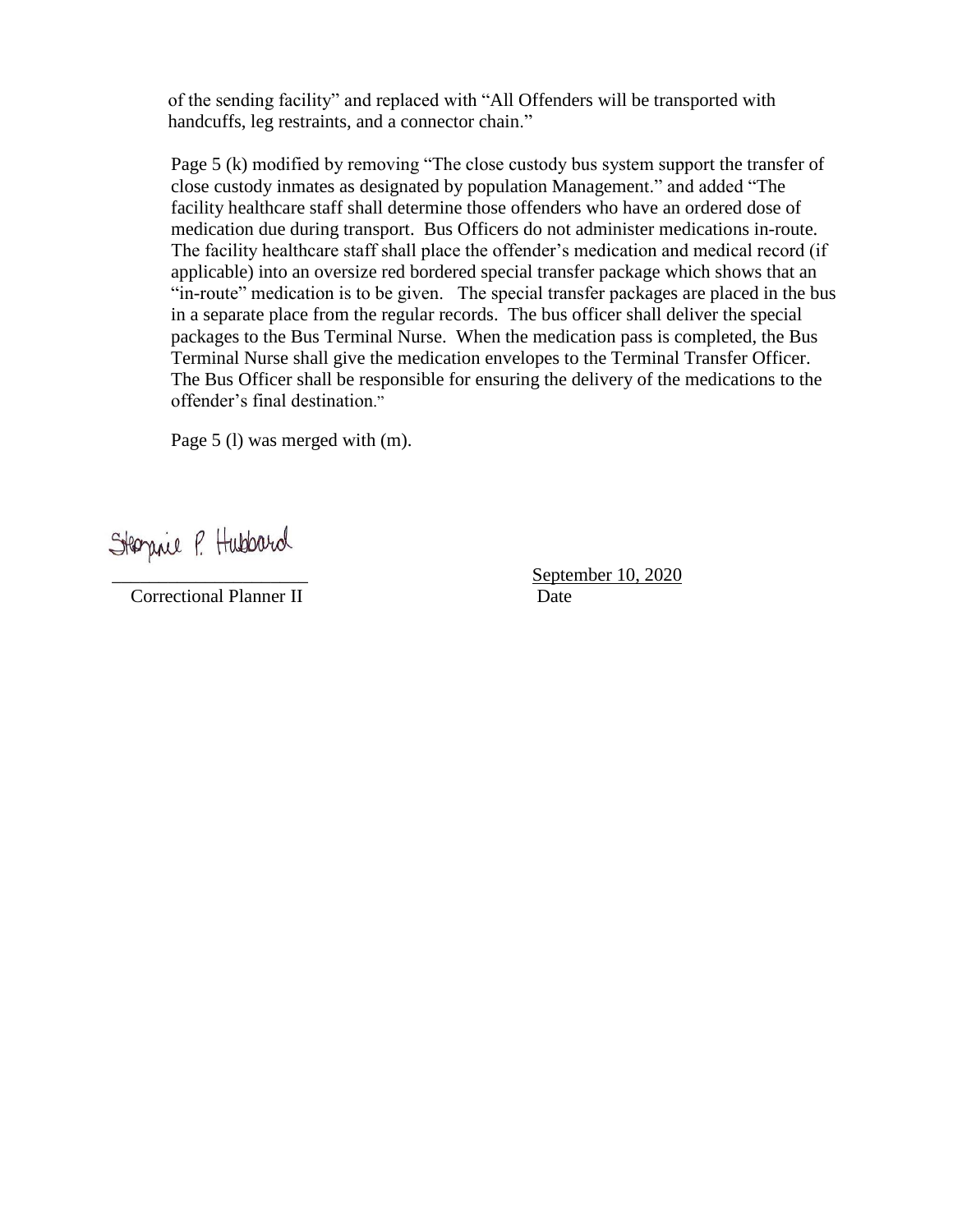of the sending facility" and replaced with "All Offenders will be transported with handcuffs, leg restraints, and a connector chain."

Page 5 (k) modified by removing "The close custody bus system support the transfer of close custody inmates as designated by population Management." and added "The facility healthcare staff shall determine those offenders who have an ordered dose of medication due during transport. Bus Officers do not administer medications in-route. The facility healthcare staff shall place the offender's medication and medical record (if applicable) into an oversize red bordered special transfer package which shows that an "in-route" medication is to be given. The special transfer packages are placed in the bus in a separate place from the regular records. The bus officer shall deliver the special packages to the Bus Terminal Nurse. When the medication pass is completed, the Bus Terminal Nurse shall give the medication envelopes to the Terminal Transfer Officer. The Bus Officer shall be responsible for ensuring the delivery of the medications to the offender's final destination."

Page 5 (l) was merged with (m).

Stephanie P. Hubbard
_____________________
Correctional Planner II

September 10, 2020
Date